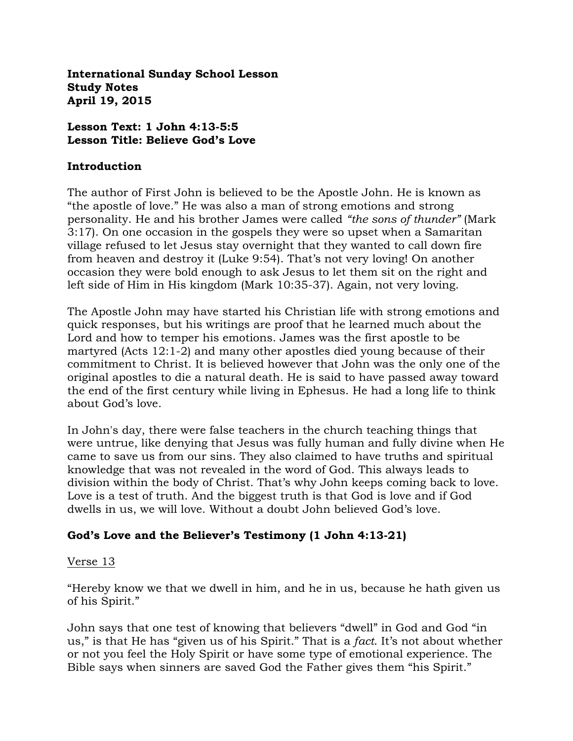**International Sunday School Lesson**
**Study Notes**
**April 19, 2015**

**Lesson Text: 1 John 4:13-5:5**
**Lesson Title: Believe God's Love**

## Introduction

The author of First John is believed to be the Apostle John. He is known as "the apostle of love." He was also a man of strong emotions and strong personality. He and his brother James were called *"the sons of thunder"* (Mark 3:17). On one occasion in the gospels they were so upset when a Samaritan village refused to let Jesus stay overnight that they wanted to call down fire from heaven and destroy it (Luke 9:54). That's not very loving! On another occasion they were bold enough to ask Jesus to let them sit on the right and left side of Him in His kingdom (Mark 10:35-37). Again, not very loving.

The Apostle John may have started his Christian life with strong emotions and quick responses, but his writings are proof that he learned much about the Lord and how to temper his emotions. James was the first apostle to be martyred (Acts 12:1-2) and many other apostles died young because of their commitment to Christ. It is believed however that John was the only one of the original apostles to die a natural death. He is said to have passed away toward the end of the first century while living in Ephesus. He had a long life to think about God's love.

In John's day, there were false teachers in the church teaching things that were untrue, like denying that Jesus was fully human and fully divine when He came to save us from our sins. They also claimed to have truths and spiritual knowledge that was not revealed in the word of God. This always leads to division within the body of Christ. That's why John keeps coming back to love. Love is a test of truth. And the biggest truth is that God is love and if God dwells in us, we will love. Without a doubt John believed God's love.

## God's Love and the Believer's Testimony (1 John 4:13-21)

<u>Verse 13</u>

"Hereby know we that we dwell in him, and he in us, because he hath given us of his Spirit."

John says that one test of knowing that believers "dwell" in God and God "in us," is that He has "given us of his Spirit." That is a *fact*. It's not about whether or not you feel the Holy Spirit or have some type of emotional experience. The Bible says when sinners are saved God the Father gives them "his Spirit."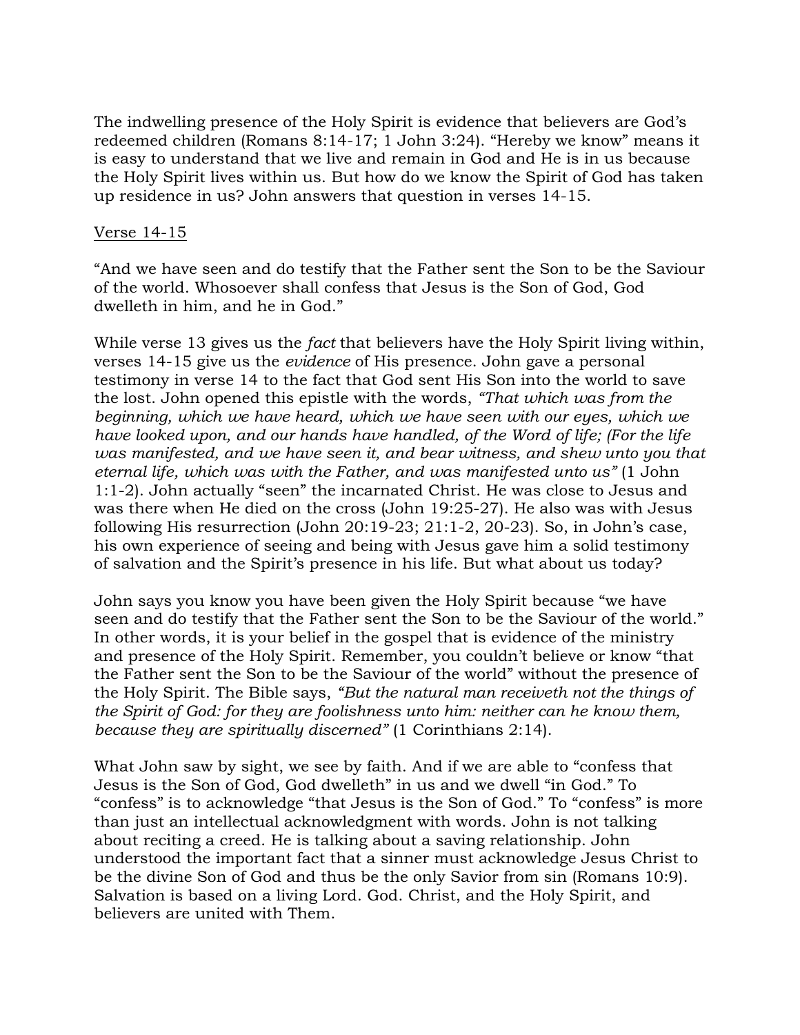The indwelling presence of the Holy Spirit is evidence that believers are God's redeemed children (Romans 8:14-17; 1 John 3:24). "Hereby we know" means it is easy to understand that we live and remain in God and He is in us because the Holy Spirit lives within us. But how do we know the Spirit of God has taken up residence in us? John answers that question in verses 14-15.

<u>Verse 14-15</u>

"And we have seen and do testify that the Father sent the Son to be the Saviour of the world. Whosoever shall confess that Jesus is the Son of God, God dwelleth in him, and he in God."

While verse 13 gives us the *fact* that believers have the Holy Spirit living within, verses 14-15 give us the *evidence* of His presence. John gave a personal testimony in verse 14 to the fact that God sent His Son into the world to save the lost. John opened this epistle with the words, *"That which was from the beginning, which we have heard, which we have seen with our eyes, which we have looked upon, and our hands have handled, of the Word of life; (For the life was manifested, and we have seen it, and bear witness, and shew unto you that eternal life, which was with the Father, and was manifested unto us"* (1 John 1:1-2). John actually "seen" the incarnated Christ. He was close to Jesus and was there when He died on the cross (John 19:25-27). He also was with Jesus following His resurrection (John 20:19-23; 21:1-2, 20-23). So, in John's case, his own experience of seeing and being with Jesus gave him a solid testimony of salvation and the Spirit's presence in his life. But what about us today?

John says you know you have been given the Holy Spirit because "we have seen and do testify that the Father sent the Son to be the Saviour of the world." In other words, it is your belief in the gospel that is evidence of the ministry and presence of the Holy Spirit. Remember, you couldn't believe or know "that the Father sent the Son to be the Saviour of the world" without the presence of the Holy Spirit. The Bible says, *"But the natural man receiveth not the things of the Spirit of God: for they are foolishness unto him: neither can he know them, because they are spiritually discerned"* (1 Corinthians 2:14).

What John saw by sight, we see by faith. And if we are able to "confess that Jesus is the Son of God, God dwelleth" in us and we dwell "in God." To "confess" is to acknowledge "that Jesus is the Son of God." To "confess" is more than just an intellectual acknowledgment with words. John is not talking about reciting a creed. He is talking about a saving relationship. John understood the important fact that a sinner must acknowledge Jesus Christ to be the divine Son of God and thus be the only Savior from sin (Romans 10:9). Salvation is based on a living Lord. God. Christ, and the Holy Spirit, and believers are united with Them.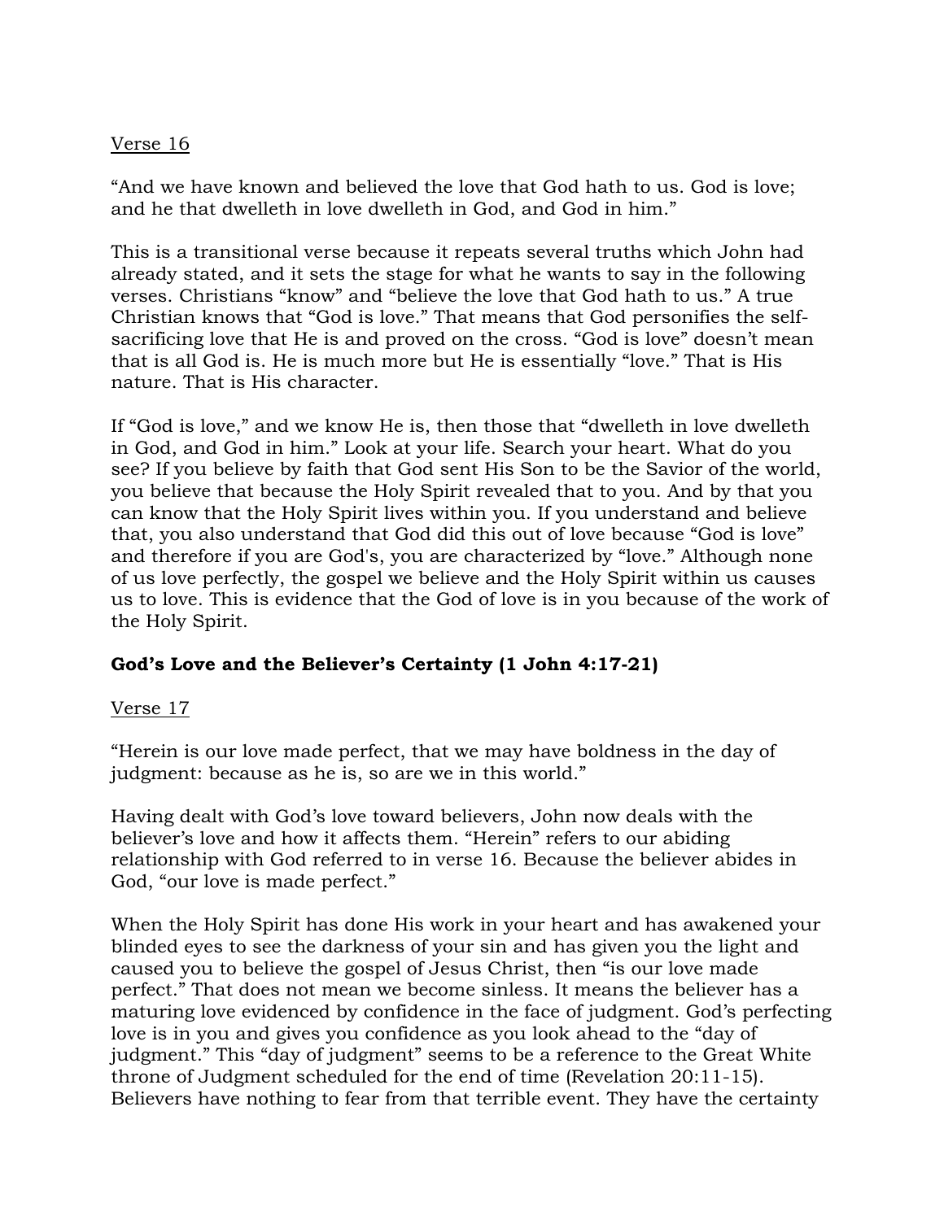Verse 16

"And we have known and believed the love that God hath to us. God is love; and he that dwelleth in love dwelleth in God, and God in him."

This is a transitional verse because it repeats several truths which John had already stated, and it sets the stage for what he wants to say in the following verses. Christians "know" and "believe the love that God hath to us." A true Christian knows that "God is love." That means that God personifies the self-sacrificing love that He is and proved on the cross. "God is love" doesn't mean that is all God is. He is much more but He is essentially "love." That is His nature. That is His character.

If "God is love," and we know He is, then those that "dwelleth in love dwelleth in God, and God in him." Look at your life. Search your heart. What do you see? If you believe by faith that God sent His Son to be the Savior of the world, you believe that because the Holy Spirit revealed that to you. And by that you can know that the Holy Spirit lives within you. If you understand and believe that, you also understand that God did this out of love because "God is love" and therefore if you are God's, you are characterized by "love." Although none of us love perfectly, the gospel we believe and the Holy Spirit within us causes us to love. This is evidence that the God of love is in you because of the work of the Holy Spirit.

**God's Love and the Believer's Certainty (1 John 4:17-21)**

Verse 17

"Herein is our love made perfect, that we may have boldness in the day of judgment: because as he is, so are we in this world."

Having dealt with God's love toward believers, John now deals with the believer's love and how it affects them. "Herein" refers to our abiding relationship with God referred to in verse 16. Because the believer abides in God, "our love is made perfect."

When the Holy Spirit has done His work in your heart and has awakened your blinded eyes to see the darkness of your sin and has given you the light and caused you to believe the gospel of Jesus Christ, then "is our love made perfect." That does not mean we become sinless. It means the believer has a maturing love evidenced by confidence in the face of judgment. God's perfecting love is in you and gives you confidence as you look ahead to the "day of judgment." This "day of judgment" seems to be a reference to the Great White throne of Judgment scheduled for the end of time (Revelation 20:11-15). Believers have nothing to fear from that terrible event. They have the certainty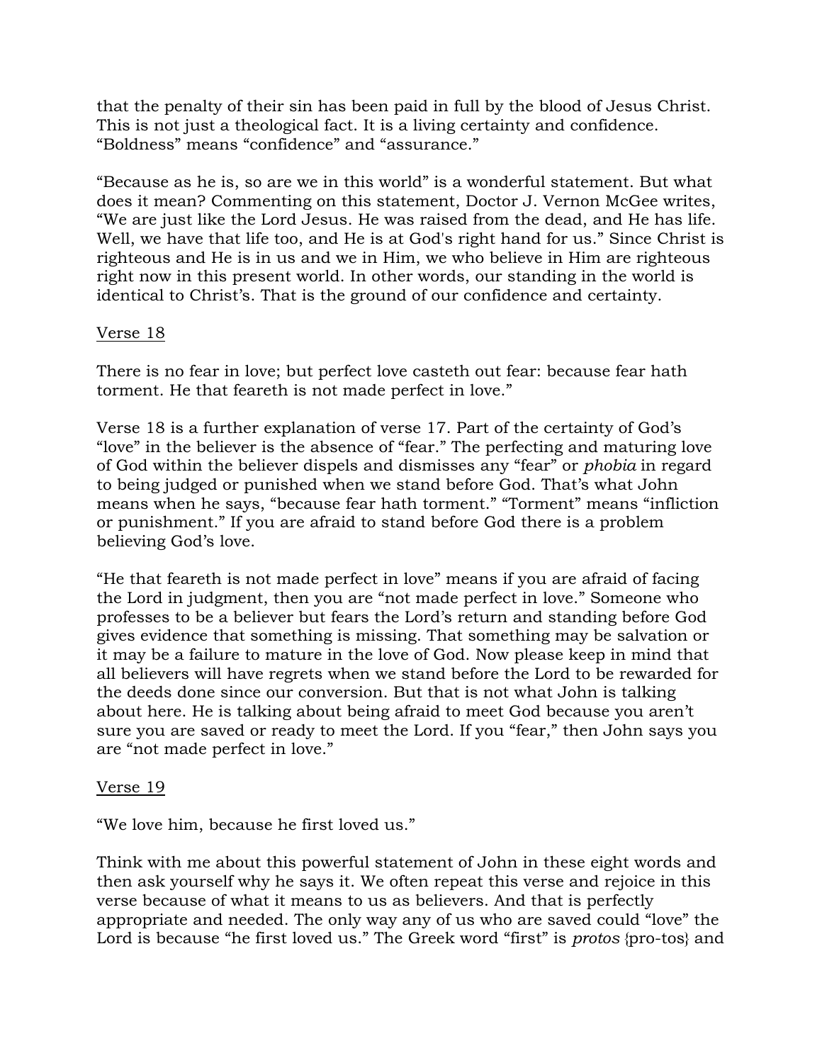that the penalty of their sin has been paid in full by the blood of Jesus Christ. This is not just a theological fact. It is a living certainty and confidence. “Boldness” means “confidence” and “assurance.”

“Because as he is, so are we in this world” is a wonderful statement. But what does it mean? Commenting on this statement, Doctor J. Vernon McGee writes, “We are just like the Lord Jesus. He was raised from the dead, and He has life. Well, we have that life too, and He is at God's right hand for us.” Since Christ is righteous and He is in us and we in Him, we who believe in Him are righteous right now in this present world. In other words, our standing in the world is identical to Christ’s. That is the ground of our confidence and certainty.

<u>Verse 18</u>

There is no fear in love; but perfect love casteth out fear: because fear hath torment. He that feareth is not made perfect in love.”

Verse 18 is a further explanation of verse 17. Part of the certainty of God’s “love” in the believer is the absence of “fear.” The perfecting and maturing love of God within the believer dispels and dismisses any “fear” or *phobia* in regard to being judged or punished when we stand before God. That’s what John means when he says, “because fear hath torment.” “Torment” means “infliction or punishment.” If you are afraid to stand before God there is a problem believing God’s love.

“He that feareth is not made perfect in love” means if you are afraid of facing the Lord in judgment, then you are “not made perfect in love.” Someone who professes to be a believer but fears the Lord’s return and standing before God gives evidence that something is missing. That something may be salvation or it may be a failure to mature in the love of God. Now please keep in mind that all believers will have regrets when we stand before the Lord to be rewarded for the deeds done since our conversion. But that is not what John is talking about here. He is talking about being afraid to meet God because you aren’t sure you are saved or ready to meet the Lord. If you “fear,” then John says you are “not made perfect in love.”

<u>Verse 19</u>

“We love him, because he first loved us.”

Think with me about this powerful statement of John in these eight words and then ask yourself why he says it. We often repeat this verse and rejoice in this verse because of what it means to us as believers. And that is perfectly appropriate and needed. The only way any of us who are saved could “love” the Lord is because “he first loved us.” The Greek word “first” is *protos* {pro-tos} and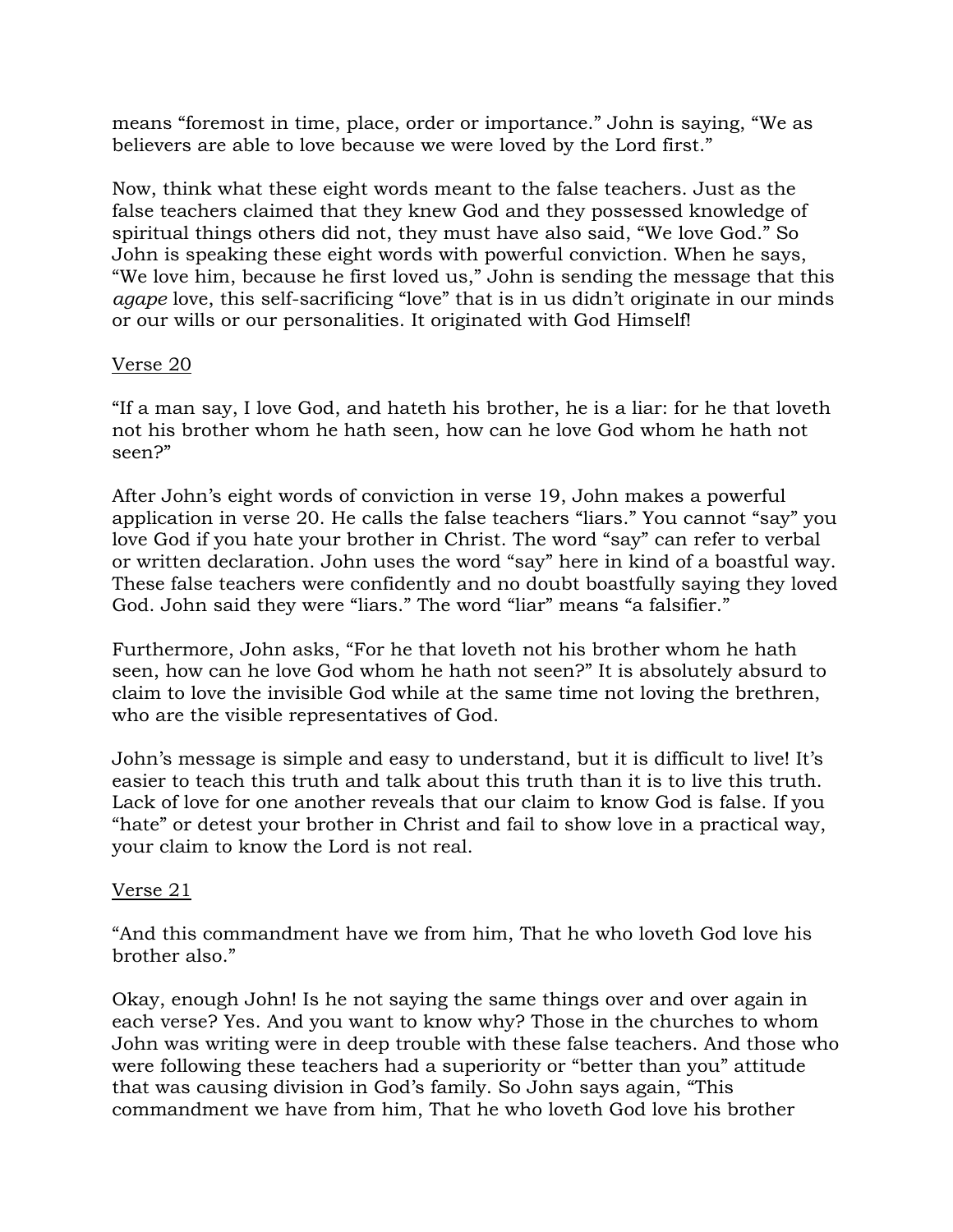means “foremost in time, place, order or importance.” John is saying, “We as believers are able to love because we were loved by the Lord first.”

Now, think what these eight words meant to the false teachers. Just as the false teachers claimed that they knew God and they possessed knowledge of spiritual things others did not, they must have also said, “We love God.” So John is speaking these eight words with powerful conviction. When he says, “We love him, because he first loved us,” John is sending the message that this *agape* love, this self-sacrificing “love” that is in us didn’t originate in our minds or our wills or our personalities. It originated with God Himself!

<u>Verse 20</u>

“If a man say, I love God, and hateth his brother, he is a liar: for he that loveth not his brother whom he hath seen, how can he love God whom he hath not seen?”

After John’s eight words of conviction in verse 19, John makes a powerful application in verse 20. He calls the false teachers “liars.” You cannot “say” you love God if you hate your brother in Christ. The word “say” can refer to verbal or written declaration. John uses the word “say” here in kind of a boastful way. These false teachers were confidently and no doubt boastfully saying they loved God. John said they were “liars.” The word “liar” means “a falsifier.”

Furthermore, John asks, “For he that loveth not his brother whom he hath seen, how can he love God whom he hath not seen?” It is absolutely absurd to claim to love the invisible God while at the same time not loving the brethren, who are the visible representatives of God.

John’s message is simple and easy to understand, but it is difficult to live! It’s easier to teach this truth and talk about this truth than it is to live this truth. Lack of love for one another reveals that our claim to know God is false. If you “hate” or detest your brother in Christ and fail to show love in a practical way, your claim to know the Lord is not real.

<u>Verse 21</u>

“And this commandment have we from him, That he who loveth God love his brother also.”

Okay, enough John! Is he not saying the same things over and over again in each verse? Yes. And you want to know why? Those in the churches to whom John was writing were in deep trouble with these false teachers. And those who were following these teachers had a superiority or “better than you” attitude that was causing division in God’s family. So John says again, “This commandment we have from him, That he who loveth God love his brother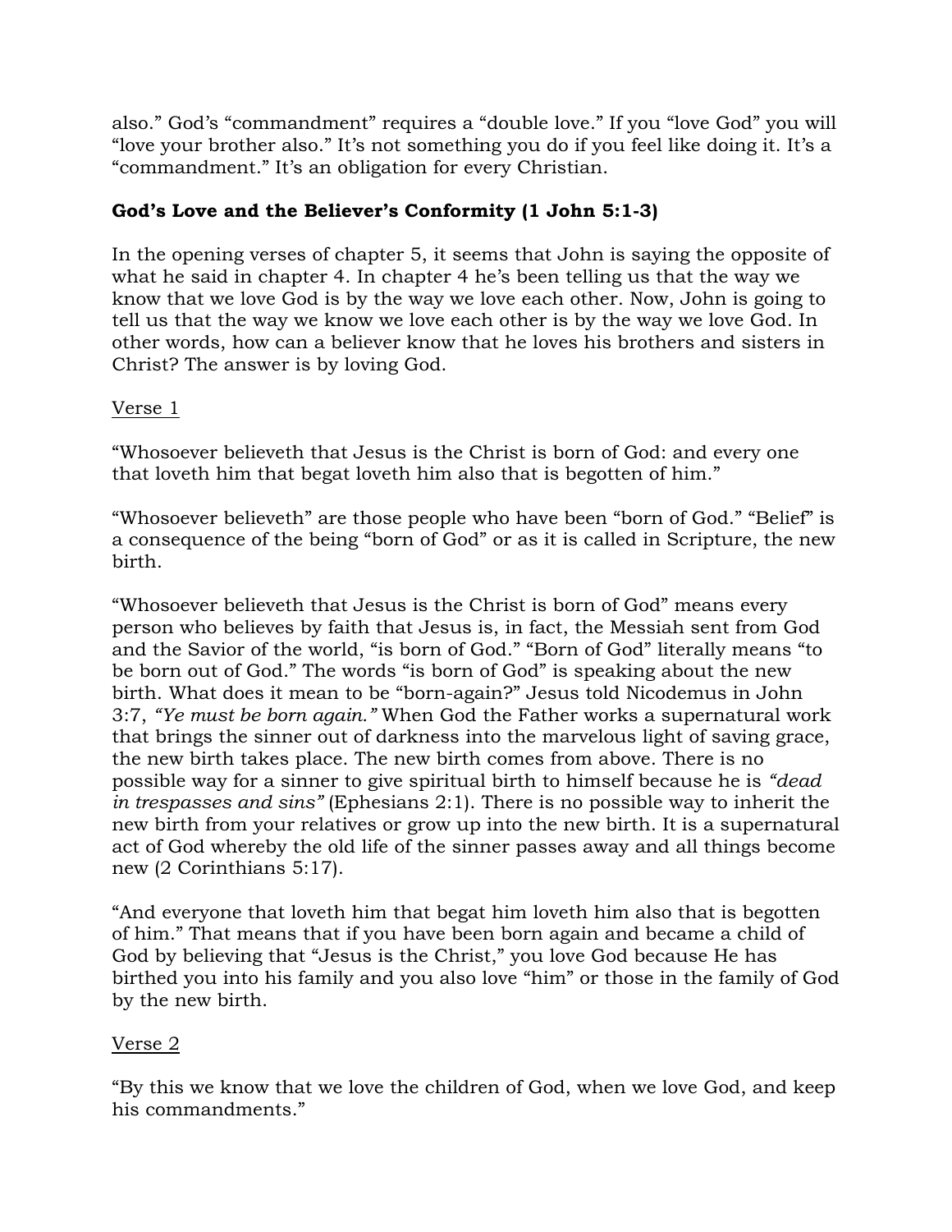also." God's "commandment" requires a "double love." If you "love God" you will "love your brother also." It's not something you do if you feel like doing it. It's a "commandment." It's an obligation for every Christian.

**God's Love and the Believer's Conformity (1 John 5:1-3)**

In the opening verses of chapter 5, it seems that John is saying the opposite of what he said in chapter 4. In chapter 4 he's been telling us that the way we know that we love God is by the way we love each other. Now, John is going to tell us that the way we know we love each other is by the way we love God. In other words, how can a believer know that he loves his brothers and sisters in Christ? The answer is by loving God.

Verse 1

"Whosoever believeth that Jesus is the Christ is born of God: and every one that loveth him that begat loveth him also that is begotten of him."

"Whosoever believeth" are those people who have been "born of God." "Belief" is a consequence of the being "born of God" or as it is called in Scripture, the new birth.

"Whosoever believeth that Jesus is the Christ is born of God" means every person who believes by faith that Jesus is, in fact, the Messiah sent from God and the Savior of the world, "is born of God." "Born of God" literally means "to be born out of God." The words "is born of God" is speaking about the new birth. What does it mean to be "born-again?" Jesus told Nicodemus in John 3:7, *"Ye must be born again."* When God the Father works a supernatural work that brings the sinner out of darkness into the marvelous light of saving grace, the new birth takes place. The new birth comes from above. There is no possible way for a sinner to give spiritual birth to himself because he is *"dead in trespasses and sins"* (Ephesians 2:1). There is no possible way to inherit the new birth from your relatives or grow up into the new birth. It is a supernatural act of God whereby the old life of the sinner passes away and all things become new (2 Corinthians 5:17).

"And everyone that loveth him that begat him loveth him also that is begotten of him." That means that if you have been born again and became a child of God by believing that "Jesus is the Christ," you love God because He has birthed you into his family and you also love "him" or those in the family of God by the new birth.

Verse 2

"By this we know that we love the children of God, when we love God, and keep his commandments."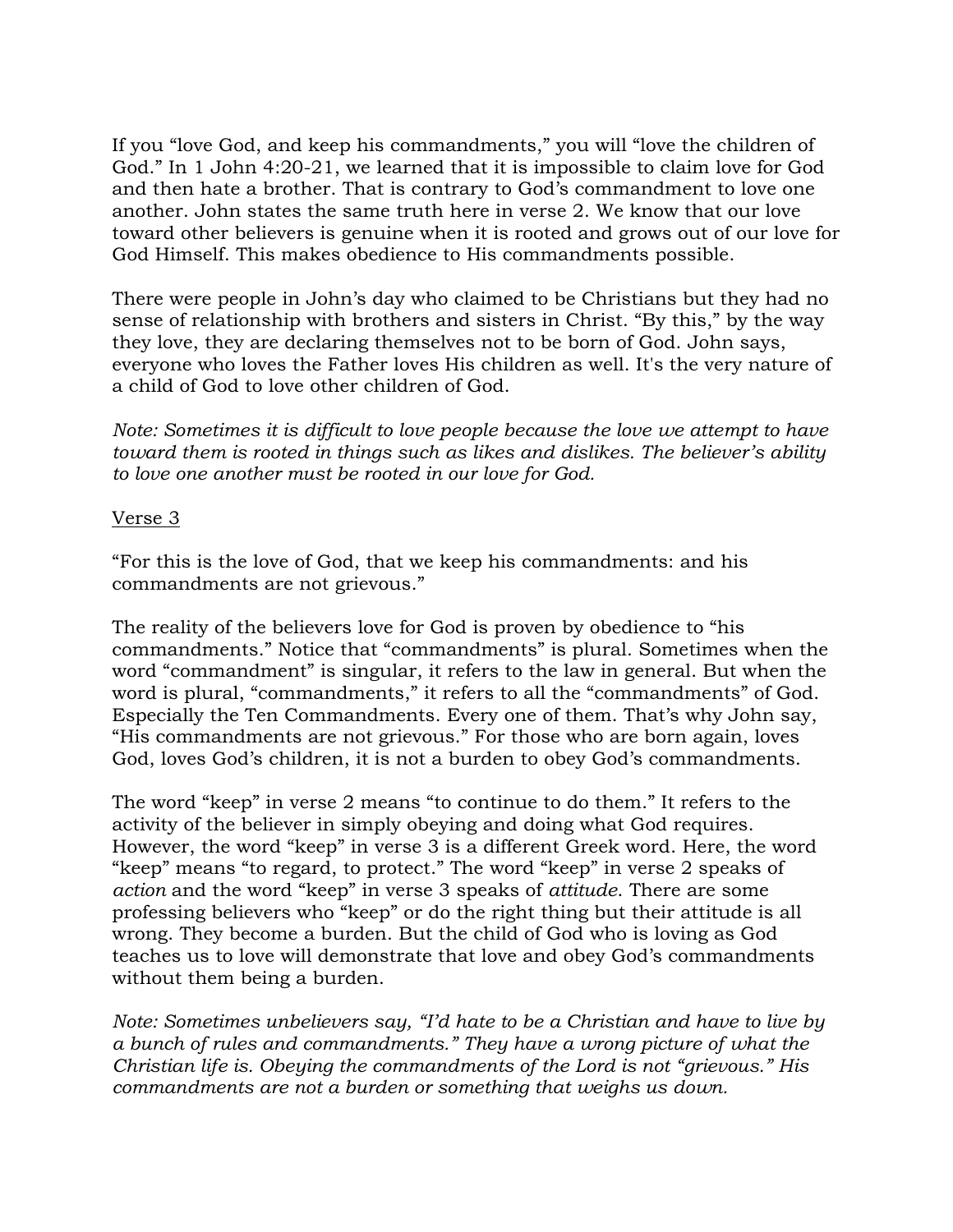If you "love God, and keep his commandments," you will "love the children of God." In 1 John 4:20-21, we learned that it is impossible to claim love for God and then hate a brother. That is contrary to God's commandment to love one another. John states the same truth here in verse 2. We know that our love toward other believers is genuine when it is rooted and grows out of our love for God Himself. This makes obedience to His commandments possible.

There were people in John's day who claimed to be Christians but they had no sense of relationship with brothers and sisters in Christ. "By this," by the way they love, they are declaring themselves not to be born of God. John says, everyone who loves the Father loves His children as well. It's the very nature of a child of God to love other children of God.

*Note: Sometimes it is difficult to love people because the love we attempt to have toward them is rooted in things such as likes and dislikes. The believer's ability to love one another must be rooted in our love for God.*

<u>Verse 3</u>

"For this is the love of God, that we keep his commandments: and his commandments are not grievous."

The reality of the believers love for God is proven by obedience to "his commandments." Notice that "commandments" is plural. Sometimes when the word "commandment" is singular, it refers to the law in general. But when the word is plural, "commandments," it refers to all the "commandments" of God. Especially the Ten Commandments. Every one of them. That's why John say, "His commandments are not grievous." For those who are born again, loves God, loves God's children, it is not a burden to obey God's commandments.

The word "keep" in verse 2 means "to continue to do them." It refers to the activity of the believer in simply obeying and doing what God requires. However, the word "keep" in verse 3 is a different Greek word. Here, the word "keep" means "to regard, to protect." The word "keep" in verse 2 speaks of *action* and the word "keep" in verse 3 speaks of *attitude*. There are some professing believers who "keep" or do the right thing but their attitude is all wrong. They become a burden. But the child of God who is loving as God teaches us to love will demonstrate that love and obey God's commandments without them being a burden.

*Note: Sometimes unbelievers say, "I'd hate to be a Christian and have to live by a bunch of rules and commandments." They have a wrong picture of what the Christian life is. Obeying the commandments of the Lord is not "grievous." His commandments are not a burden or something that weighs us down.*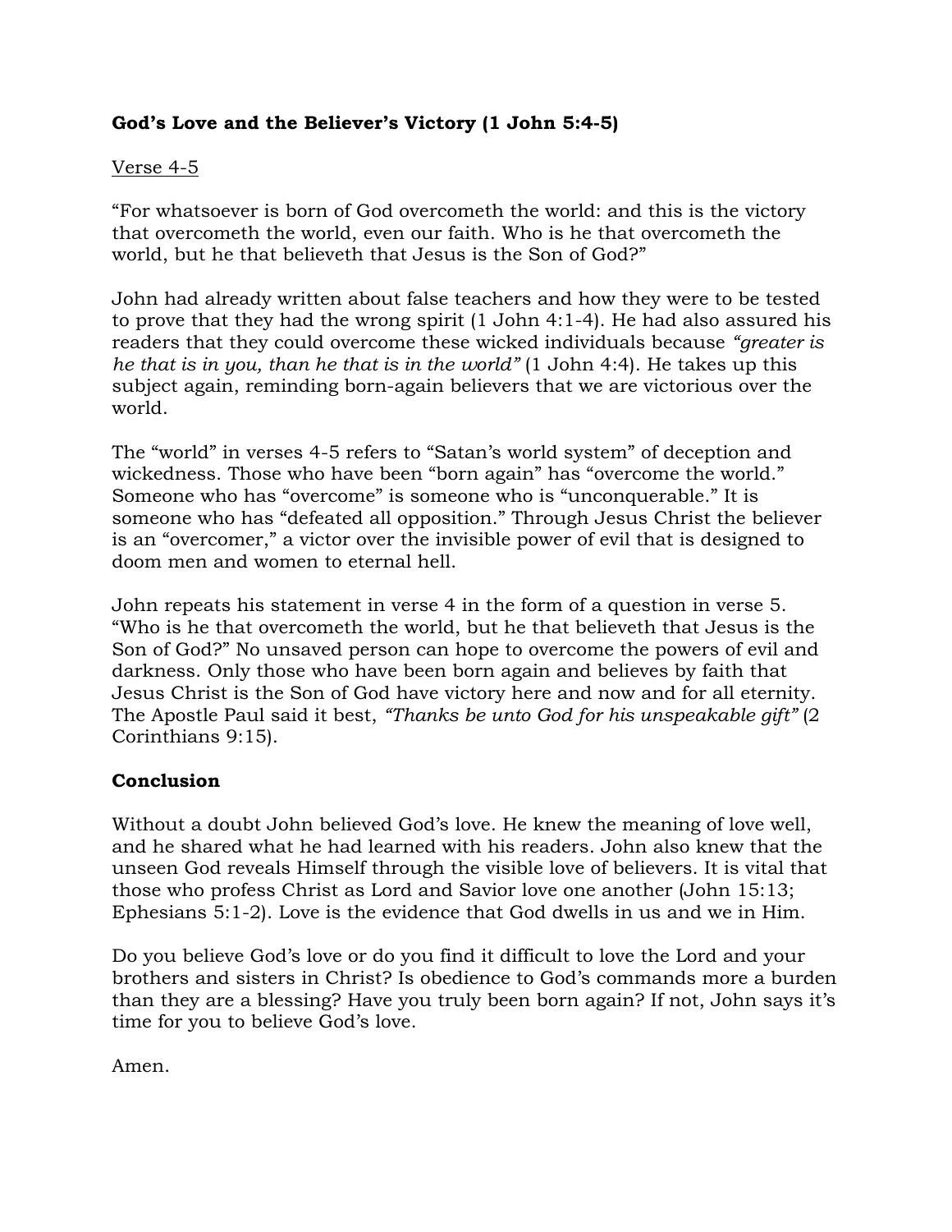**God's Love and the Believer's Victory (1 John 5:4-5)**

Verse 4-5

"For whatsoever is born of God overcometh the world: and this is the victory that overcometh the world, even our faith. Who is he that overcometh the world, but he that believeth that Jesus is the Son of God?"

John had already written about false teachers and how they were to be tested to prove that they had the wrong spirit (1 John 4:1-4). He had also assured his readers that they could overcome these wicked individuals because *"greater is he that is in you, than he that is in the world"* (1 John 4:4). He takes up this subject again, reminding born-again believers that we are victorious over the world.

The "world" in verses 4-5 refers to "Satan's world system" of deception and wickedness. Those who have been "born again" has "overcome the world." Someone who has "overcome" is someone who is "unconquerable." It is someone who has "defeated all opposition." Through Jesus Christ the believer is an "overcomer," a victor over the invisible power of evil that is designed to doom men and women to eternal hell.

John repeats his statement in verse 4 in the form of a question in verse 5. "Who is he that overcometh the world, but he that believeth that Jesus is the Son of God?" No unsaved person can hope to overcome the powers of evil and darkness. Only those who have been born again and believes by faith that Jesus Christ is the Son of God have victory here and now and for all eternity. The Apostle Paul said it best, *"Thanks be unto God for his unspeakable gift"* (2 Corinthians 9:15).

**Conclusion**

Without a doubt John believed God's love. He knew the meaning of love well, and he shared what he had learned with his readers. John also knew that the unseen God reveals Himself through the visible love of believers. It is vital that those who profess Christ as Lord and Savior love one another (John 15:13; Ephesians 5:1-2). Love is the evidence that God dwells in us and we in Him.

Do you believe God's love or do you find it difficult to love the Lord and your brothers and sisters in Christ? Is obedience to God's commands more a burden than they are a blessing? Have you truly been born again? If not, John says it's time for you to believe God's love.

Amen.